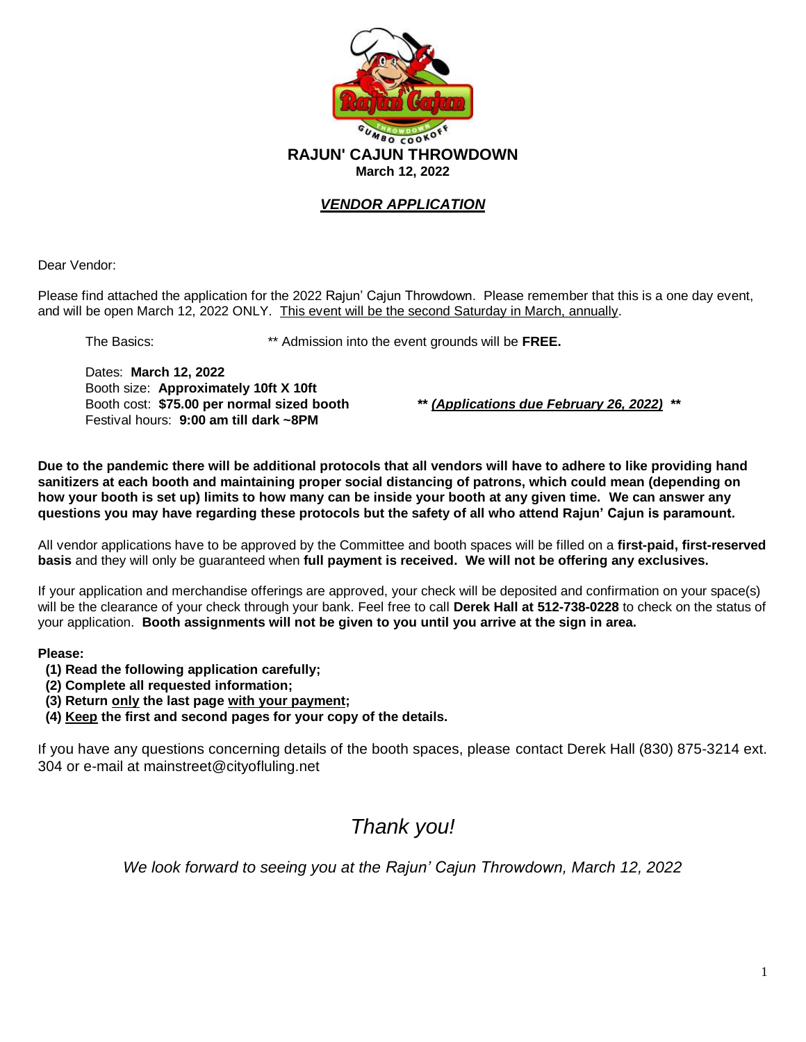# RAJUN' CAJUN THROWDOWN

**March 12, 2022**

## ***VENDOR APPLICATION***

Dear Vendor:

Please find attached the application for the 2022 Rajun' Cajun Throwdown. Please remember that this is a one day event, and will be open March 12, 2022 ONLY. This event will be the second Saturday in March, annually.

The Basics: ** Admission into the event grounds will be **FREE.**

Dates: **March 12, 2022**
Booth size: **Approximately 10ft X 10ft**
Booth cost: **$75.00 per normal sized booth** ** ***(Applications due February 26, 2022)*** **
Festival hours: **9:00 am till dark ~8PM**

**Due to the pandemic there will be additional protocols that all vendors will have to adhere to like providing hand sanitizers at each booth and maintaining proper social distancing of patrons, which could mean (depending on how your booth is set up) limits to how many can be inside your booth at any given time. We can answer any questions you may have regarding these protocols but the safety of all who attend Rajun' Cajun is paramount.**

All vendor applications have to be approved by the Committee and booth spaces will be filled on a **first-paid, first-reserved basis** and they will only be guaranteed when **full payment is received. We will not be offering any exclusives.**

If your application and merchandise offerings are approved, your check will be deposited and confirmation on your space(s) will be the clearance of your check through your bank. Feel free to call **Derek Hall at 512-738-0228** to check on the status of your application. **Booth assignments will not be given to you until you arrive at the sign in area.**

**Please:**

**(1) Read the following application carefully;**
**(2) Complete all requested information;**
**(3) Return only the last page with your payment;**
**(4) Keep the first and second pages for your copy of the details.**

If you have any questions concerning details of the booth spaces, please contact Derek Hall (830) 875-3214 ext. 304 or e-mail at mainstreet@cityofluling.net

*Thank you!*

*We look forward to seeing you at the Rajun' Cajun Throwdown, March 12, 2022*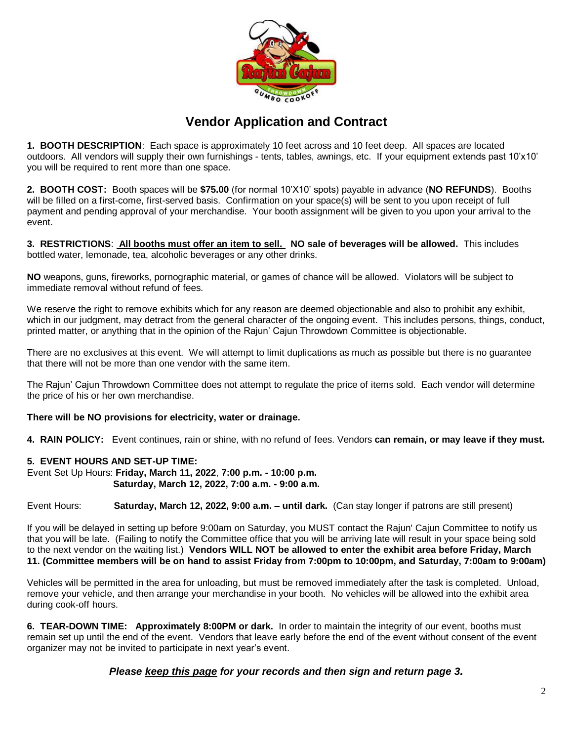# Vendor Application and Contract

**1. BOOTH DESCRIPTION**: Each space is approximately 10 feet across and 10 feet deep. All spaces are located outdoors. All vendors will supply their own furnishings - tents, tables, awnings, etc. If your equipment extends past 10'x10' you will be required to rent more than one space.

**2. BOOTH COST:** Booth spaces will be **$75.00** (for normal 10'X10' spots) payable in advance (**NO REFUNDS**). Booths will be filled on a first-come, first-served basis. Confirmation on your space(s) will be sent to you upon receipt of full payment and pending approval of your merchandise. Your booth assignment will be given to you upon your arrival to the event.

**3. RESTRICTIONS**: **All booths must offer an item to sell. NO sale of beverages will be allowed.** This includes bottled water, lemonade, tea, alcoholic beverages or any other drinks.

**NO** weapons, guns, fireworks, pornographic material, or games of chance will be allowed. Violators will be subject to immediate removal without refund of fees.

We reserve the right to remove exhibits which for any reason are deemed objectionable and also to prohibit any exhibit, which in our judgment, may detract from the general character of the ongoing event. This includes persons, things, conduct, printed matter, or anything that in the opinion of the Rajun' Cajun Throwdown Committee is objectionable.

There are no exclusives at this event. We will attempt to limit duplications as much as possible but there is no guarantee that there will not be more than one vendor with the same item.

The Rajun' Cajun Throwdown Committee does not attempt to regulate the price of items sold. Each vendor will determine the price of his or her own merchandise.

**There will be NO provisions for electricity, water or drainage.**

**4. RAIN POLICY:** Event continues, rain or shine, with no refund of fees. Vendors **can remain, or may leave if they must.**

**5. EVENT HOURS AND SET-UP TIME:**

Event Set Up Hours: **Friday, March 11, 2022**, **7:00 p.m. - 10:00 p.m.**
**Saturday, March 12, 2022, 7:00 a.m. - 9:00 a.m.**

Event Hours: **Saturday, March 12, 2022, 9:00 a.m. – until dark.** (Can stay longer if patrons are still present)

If you will be delayed in setting up before 9:00am on Saturday, you MUST contact the Rajun' Cajun Committee to notify us that you will be late. (Failing to notify the Committee office that you will be arriving late will result in your space being sold to the next vendor on the waiting list.) **Vendors WILL NOT be allowed to enter the exhibit area before Friday, March 11. (Committee members will be on hand to assist Friday from 7:00pm to 10:00pm, and Saturday, 7:00am to 9:00am)**

Vehicles will be permitted in the area for unloading, but must be removed immediately after the task is completed. Unload, remove your vehicle, and then arrange your merchandise in your booth. No vehicles will be allowed into the exhibit area during cook-off hours.

**6. TEAR-DOWN TIME: Approximately 8:00PM or dark.** In order to maintain the integrity of our event, booths must remain set up until the end of the event. Vendors that leave early before the end of the event without consent of the event organizer may not be invited to participate in next year's event.

***Please keep this page for your records and then sign and return page 3.***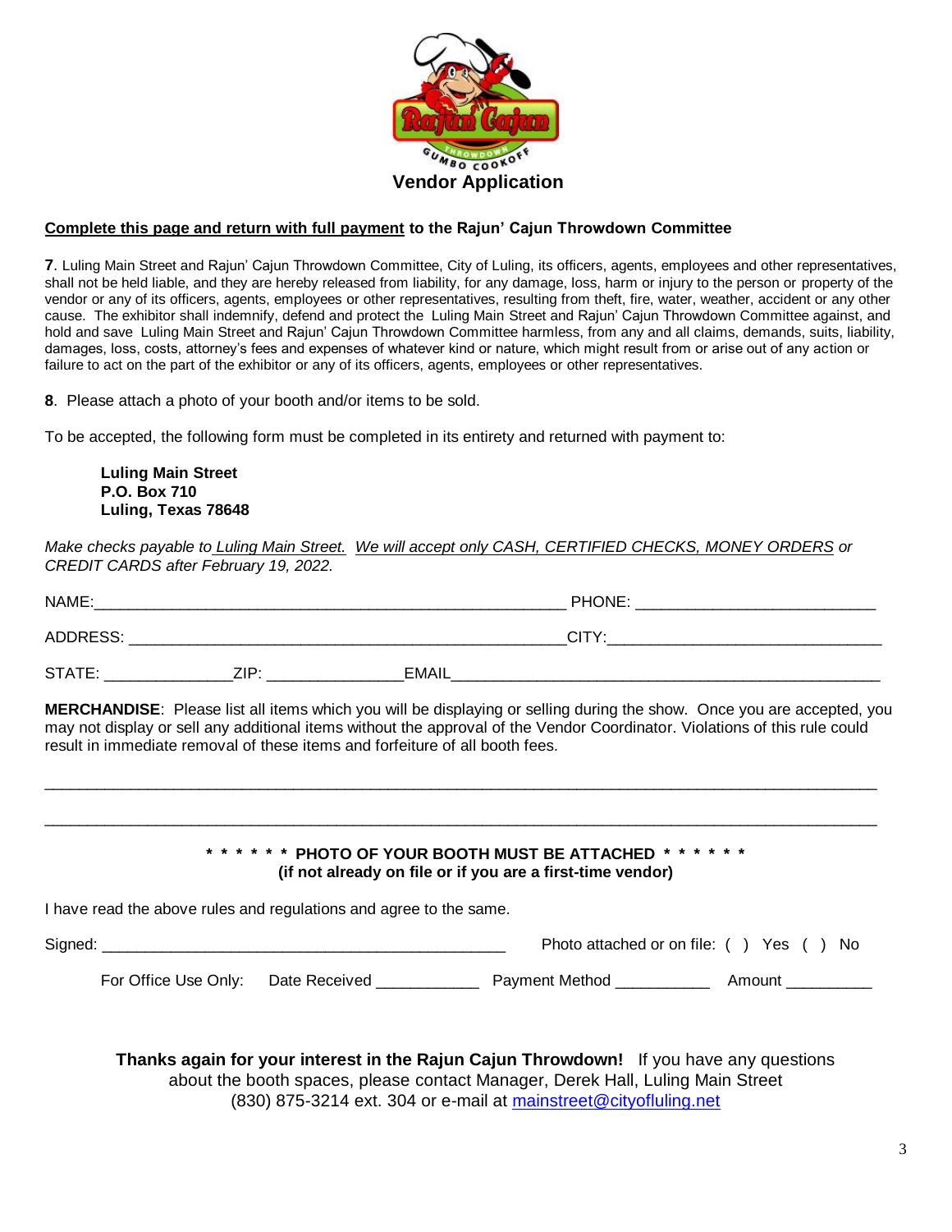# Vendor Application

**Complete this page and return with full payment to the Rajun' Cajun Throwdown Committee**

**7**. Luling Main Street and Rajun' Cajun Throwdown Committee, City of Luling, its officers, agents, employees and other representatives, shall not be held liable, and they are hereby released from liability, for any damage, loss, harm or injury to the person or property of the vendor or any of its officers, agents, employees or other representatives, resulting from theft, fire, water, weather, accident or any other cause. The exhibitor shall indemnify, defend and protect the Luling Main Street and Rajun' Cajun Throwdown Committee against, and hold and save Luling Main Street and Rajun' Cajun Throwdown Committee harmless, from any and all claims, demands, suits, liability, damages, loss, costs, attorney's fees and expenses of whatever kind or nature, which might result from or arise out of any action or failure to act on the part of the exhibitor or any of its officers, agents, employees or other representatives.

**8**. Please attach a photo of your booth and/or items to be sold.

To be accepted, the following form must be completed in its entirety and returned with payment to:

**Luling Main Street**
**P.O. Box 710**
**Luling, Texas 78648**

*Make checks payable to Luling Main Street. We will accept only CASH, CERTIFIED CHECKS, MONEY ORDERS or CREDIT CARDS after February 19, 2022.*

NAME:______________________________________________ PHONE: ______________________

ADDRESS: __________________________________________CITY:_________________________

STATE: ____________ZIP: _____________EMAIL_________________________________________

**MERCHANDISE**: Please list all items which you will be displaying or selling during the show. Once you are accepted, you may not display or sell any additional items without the approval of the Vendor Coordinator. Violations of this rule could result in immediate removal of these items and forfeiture of all booth fees.

_______________________________________________________________________________

_______________________________________________________________________________

**\* \* \* \* \* \* PHOTO OF YOUR BOOTH MUST BE ATTACHED \* \* \* \* \* \***
**(if not already on file or if you are a first-time vendor)**

I have read the above rules and regulations and agree to the same.

Signed: _______________________________________ Photo attached or on file: ( ) Yes ( ) No

For Office Use Only: Date Received __________ Payment Method __________ Amount _________

**Thanks again for your interest in the Rajun Cajun Throwdown!** If you have any questions about the booth spaces, please contact Manager, Derek Hall, Luling Main Street (830) 875-3214 ext. 304 or e-mail at mainstreet@cityofluling.net